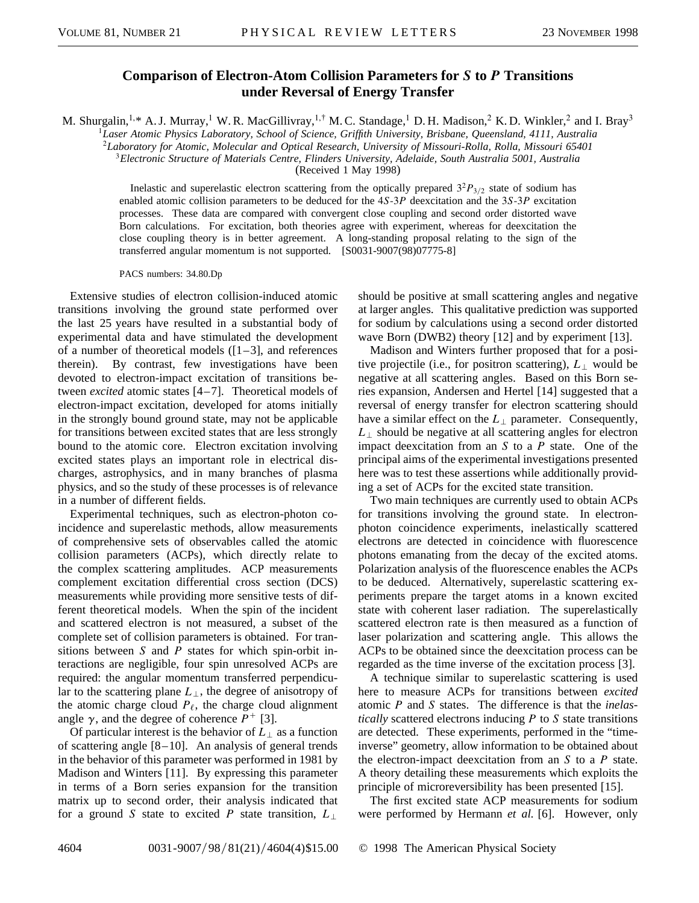# Comparison of Electron-Atom Collision Parameters for *S* to *P* Transitions under Reversal of Energy Transfer

M. Shurgalin,[1,*] A. J. Murray,[1] W. R. MacGillivray,[1,†] M. C. Standage,[1] D. H. Madison,[2] K. D. Winkler,[2] and I. Bray[3]

[1]*Laser Atomic Physics Laboratory, School of Science, Griffith University, Brisbane, Queensland, 4111, Australia*
[2]*Laboratory for Atomic, Molecular and Optical Research, University of Missouri-Rolla, Rolla, Missouri 65401*
[3]*Electronic Structure of Materials Centre, Flinders University, Adelaide, South Australia 5001, Australia*

(Received 1 May 1998)

Inelastic and superelastic electron scattering from the optically prepared $3^2P_{3/2}$ state of sodium has enabled atomic collision parameters to be deduced for the $4S$-$3P$ deexcitation and the $3S$-$3P$ excitation processes. These data are compared with convergent close coupling and second order distorted wave Born calculations. For excitation, both theories agree with experiment, whereas for deexcitation the close coupling theory is in better agreement. A long-standing proposal relating to the sign of the transferred angular momentum is not supported. [S0031-9007(98)07775-8]

PACS numbers: 34.80.Dp

Extensive studies of electron collision-induced atomic transitions involving the ground state performed over the last 25 years have resulted in a substantial body of experimental data and have stimulated the development of a number of theoretical models ([1–3], and references therein). By contrast, few investigations have been devoted to electron-impact excitation of transitions between *excited* atomic states [4–7]. Theoretical models of electron-impact excitation, developed for atoms initially in the strongly bound ground state, may not be applicable for transitions between excited states that are less strongly bound to the atomic core. Electron excitation involving excited states plays an important role in electrical discharges, astrophysics, and in many branches of plasma physics, and so the study of these processes is of relevance in a number of different fields.

Experimental techniques, such as electron-photon coincidence and superelastic methods, allow measurements of comprehensive sets of observables called the atomic collision parameters (ACPs), which directly relate to the complex scattering amplitudes. ACP measurements complement excitation differential cross section (DCS) measurements while providing more sensitive tests of different theoretical models. When the spin of the incident and scattered electron is not measured, a subset of the complete set of collision parameters is obtained. For transitions between $S$ and $P$ states for which spin-orbit interactions are negligible, four spin unresolved ACPs are required: the angular momentum transferred perpendicular to the scattering plane $L_\perp$, the degree of anisotropy of the atomic charge cloud $P_\ell$, the charge cloud alignment angle $\gamma$, and the degree of coherence $P^+$ [3].

Of particular interest is the behavior of $L_\perp$ as a function of scattering angle [8–10]. An analysis of general trends in the behavior of this parameter was performed in 1981 by Madison and Winters [11]. By expressing this parameter in terms of a Born series expansion for the transition matrix up to second order, their analysis indicated that for a ground $S$ state to excited $P$ state transition, $L_\perp$ should be positive at small scattering angles and negative at larger angles. This qualitative prediction was supported for sodium by calculations using a second order distorted wave Born (DWB2) theory [12] and by experiment [13].

Madison and Winters further proposed that for a positive projectile (i.e., for positron scattering), $L_\perp$ would be negative at all scattering angles. Based on this Born series expansion, Andersen and Hertel [14] suggested that a reversal of energy transfer for electron scattering should have a similar effect on the $L_\perp$ parameter. Consequently, $L_\perp$ should be negative at all scattering angles for electron impact deexcitation from an $S$ to a $P$ state. One of the principal aims of the experimental investigations presented here was to test these assertions while additionally providing a set of ACPs for the excited state transition.

Two main techniques are currently used to obtain ACPs for transitions involving the ground state. In electron-photon coincidence experiments, inelastically scattered electrons are detected in coincidence with fluorescence photons emanating from the decay of the excited atoms. Polarization analysis of the fluorescence enables the ACPs to be deduced. Alternatively, superelastic scattering experiments prepare the target atoms in a known excited state with coherent laser radiation. The superelastically scattered electron rate is then measured as a function of laser polarization and scattering angle. This allows the ACPs to be obtained since the deexcitation process can be regarded as the time inverse of the excitation process [3].

A technique similar to superelastic scattering is used here to measure ACPs for transitions between *excited* atomic $P$ and $S$ states. The difference is that the *inelastically* scattered electrons inducing $P$ to $S$ state transitions are detected. These experiments, performed in the "time-inverse" geometry, allow information to be obtained about the electron-impact deexcitation from an $S$ to a $P$ state. A theory detailing these measurements which exploits the principle of microreversibility has been presented [15].

The first excited state ACP measurements for sodium were performed by Hermann *et al.* [6]. However, only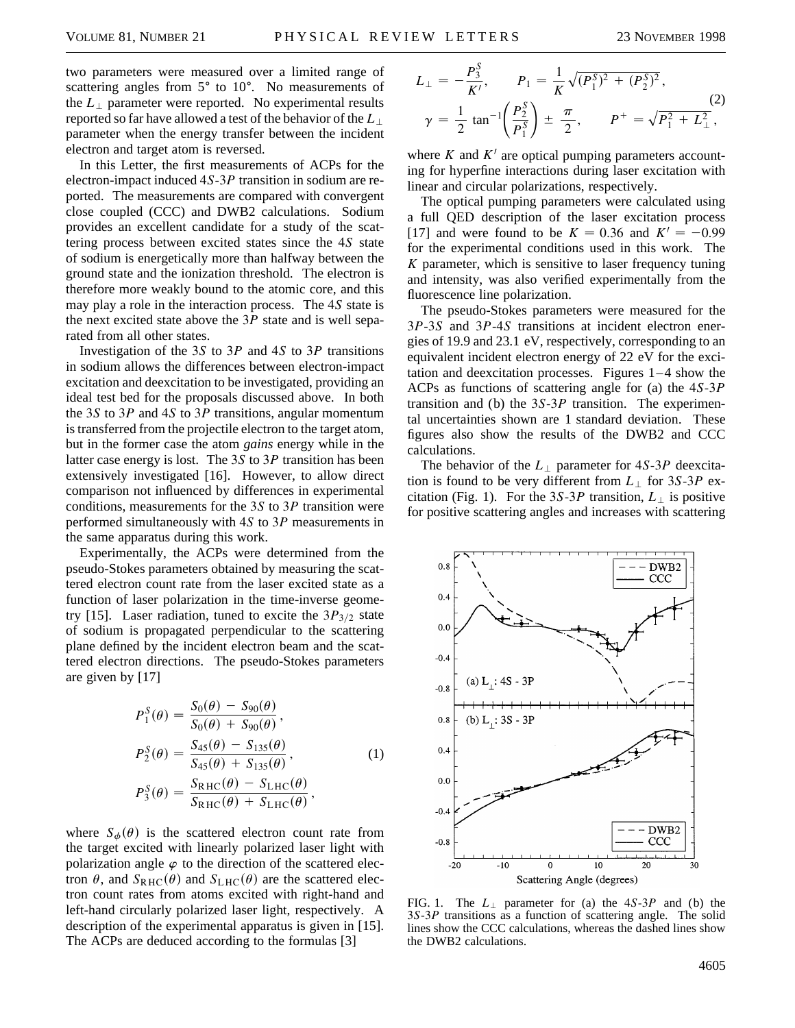two parameters were measured over a limited range of scattering angles from 5° to 10°. No measurements of the $L_\perp$ parameter were reported. No experimental results reported so far have allowed a test of the behavior of the $L_\perp$ parameter when the energy transfer between the incident electron and target atom is reversed.

In this Letter, the first measurements of ACPs for the electron-impact induced $4S$-$3P$ transition in sodium are reported. The measurements are compared with convergent close coupled (CCC) and DWB2 calculations. Sodium provides an excellent candidate for a study of the scattering process between excited states since the $4S$ state of sodium is energetically more than halfway between the ground state and the ionization threshold. The electron is therefore more weakly bound to the atomic core, and this may play a role in the interaction process. The $4S$ state is the next excited state above the $3P$ state and is well separated from all other states.

Investigation of the $3S$ to $3P$ and $4S$ to $3P$ transitions in sodium allows the differences between electron-impact excitation and deexcitation to be investigated, providing an ideal test bed for the proposals discussed above. In both the $3S$ to $3P$ and $4S$ to $3P$ transitions, angular momentum is transferred from the projectile electron to the target atom, but in the former case the atom *gains* energy while in the latter case energy is lost. The $3S$ to $3P$ transition has been extensively investigated [16]. However, to allow direct comparison not influenced by differences in experimental conditions, measurements for the $3S$ to $3P$ transition were performed simultaneously with $4S$ to $3P$ measurements in the same apparatus during this work.

Experimentally, the ACPs were determined from the pseudo-Stokes parameters obtained by measuring the scattered electron count rate from the laser excited state as a function of laser polarization in the time-inverse geometry [15]. Laser radiation, tuned to excite the $3P_{3/2}$ state of sodium is propagated perpendicular to the scattering plane defined by the incident electron beam and the scattered electron directions. The pseudo-Stokes parameters are given by [17]

$$
\begin{aligned}
P_1^S(\theta) &= \frac{S_0(\theta) - S_{90}(\theta)}{S_0(\theta) + S_{90}(\theta)}, \\
P_2^S(\theta) &= \frac{S_{45}(\theta) - S_{135}(\theta)}{S_{45}(\theta) + S_{135}(\theta)}, \qquad (1) \\
P_3^S(\theta) &= \frac{S_{\mathrm{RHC}}(\theta) - S_{\mathrm{LHC}}(\theta)}{S_{\mathrm{RHC}}(\theta) + S_{\mathrm{LHC}}(\theta)},
\end{aligned}
$$

where $S_\phi(\theta)$ is the scattered electron count rate from the target excited with linearly polarized laser light with polarization angle $\varphi$ to the direction of the scattered electron $\theta$, and $S_{\mathrm{RHC}}(\theta)$ and $S_{\mathrm{LHC}}(\theta)$ are the scattered electron count rates from atoms excited with right-hand and left-hand circularly polarized laser light, respectively. A description of the experimental apparatus is given in [15]. The ACPs are deduced according to the formulas [3]

$$
\begin{aligned}
L_\perp &= -\frac{P_3^S}{K'}, \qquad P_1 = \frac{1}{K}\sqrt{(P_1^S)^2 + (P_2^S)^2}, \\
\gamma &= \frac{1}{2}\tan^{-1}\left(\frac{P_2^S}{P_1^S}\right) \pm \frac{\pi}{2}, \qquad P^+ = \sqrt{P_1^2 + L_\perp^2}, \qquad (2)
\end{aligned}
$$

where $K$ and $K'$ are optical pumping parameters accounting for hyperfine interactions during laser excitation with linear and circular polarizations, respectively.

The optical pumping parameters were calculated using a full QED description of the laser excitation process [17] and were found to be $K = 0.36$ and $K' = -0.99$ for the experimental conditions used in this work. The $K$ parameter, which is sensitive to laser frequency tuning and intensity, was also verified experimentally from the fluorescence line polarization.

The pseudo-Stokes parameters were measured for the $3P$-$3S$ and $3P$-$4S$ transitions at incident electron energies of 19.9 and 23.1 eV, respectively, corresponding to an equivalent incident electron energy of 22 eV for the excitation and deexcitation processes. Figures 1–4 show the ACPs as functions of scattering angle for (a) the $4S$-$3P$ transition and (b) the $3S$-$3P$ transition. The experimental uncertainties shown are 1 standard deviation. These figures also show the results of the DWB2 and CCC calculations.

The behavior of the $L_\perp$ parameter for $4S$-$3P$ deexcitation is found to be very different from $L_\perp$ for $3S$-$3P$ excitation (Fig. 1). For the $3S$-$3P$ transition, $L_\perp$ is positive for positive scattering angles and increases with scattering

FIG. 1. The $L_\perp$ parameter for (a) the $4S$-$3P$ and (b) the $3S$-$3P$ transitions as a function of scattering angle. The solid lines show the CCC calculations, whereas the dashed lines show the DWB2 calculations.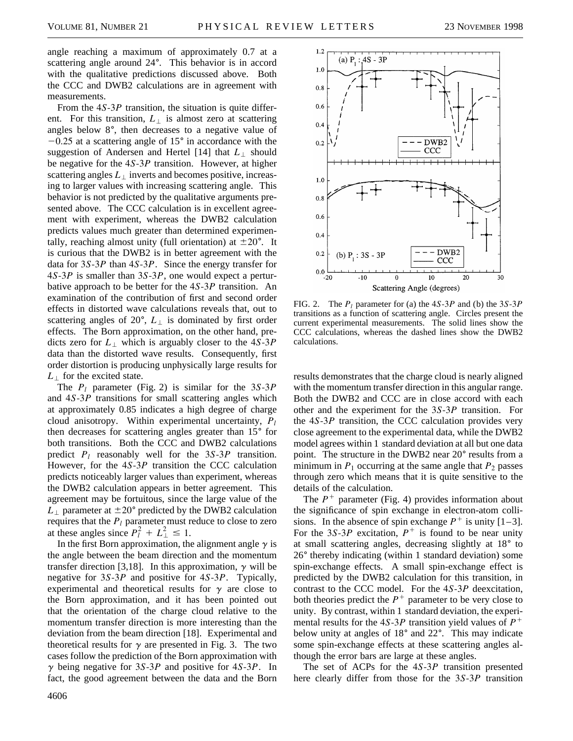angle reaching a maximum of approximately 0.7 at a scattering angle around 24°. This behavior is in accord with the qualitative predictions discussed above. Both the CCC and DWB2 calculations are in agreement with measurements.

From the $4S$-$3P$ transition, the situation is quite different. For this transition, $L_\perp$ is almost zero at scattering angles below 8°, then decreases to a negative value of $-0.25$ at a scattering angle of 15° in accordance with the suggestion of Andersen and Hertel [14] that $L_\perp$ should be negative for the $4S$-$3P$ transition. However, at higher scattering angles $L_\perp$ inverts and becomes positive, increasing to larger values with increasing scattering angle. This behavior is not predicted by the qualitative arguments presented above. The CCC calculation is in excellent agreement with experiment, whereas the DWB2 calculation predicts values much greater than determined experimentally, reaching almost unity (full orientation) at $\pm 20°$. It is curious that the DWB2 is in better agreement with the data for $3S$-$3P$ than $4S$-$3P$. Since the energy transfer for $4S$-$3P$ is smaller than $3S$-$3P$, one would expect a perturbative approach to be better for the $4S$-$3P$ transition. An examination of the contribution of first and second order effects in distorted wave calculations reveals that, out to scattering angles of 20°, $L_\perp$ is dominated by first order effects. The Born approximation, on the other hand, predicts zero for $L_\perp$ which is arguably closer to the $4S$-$3P$ data than the distorted wave results. Consequently, first order distortion is producing unphysically large results for $L_\perp$ for the excited state.

The $P_l$ parameter (Fig. 2) is similar for the $3S$-$3P$ and $4S$-$3P$ transitions for small scattering angles which at approximately 0.85 indicates a high degree of charge cloud anisotropy. Within experimental uncertainty, $P_l$ then decreases for scattering angles greater than 15° for both transitions. Both the CCC and DWB2 calculations predict $P_l$ reasonably well for the $3S$-$3P$ transition. However, for the $4S$-$3P$ transition the CCC calculation predicts noticeably larger values than experiment, whereas the DWB2 calculation appears in better agreement. This agreement may be fortuitous, since the large value of the $L_\perp$ parameter at $\pm 20°$ predicted by the DWB2 calculation requires that the $P_l$ parameter must reduce to close to zero at these angles since $P_l^2 + L_\perp^2 \leq 1$.

In the first Born approximation, the alignment angle $\gamma$ is the angle between the beam direction and the momentum transfer direction [3,18]. In this approximation, $\gamma$ will be negative for $3S$-$3P$ and positive for $4S$-$3P$. Typically, experimental and theoretical results for $\gamma$ are close to the Born approximation, and it has been pointed out that the orientation of the charge cloud relative to the momentum transfer direction is more interesting than the deviation from the beam direction [18]. Experimental and theoretical results for $\gamma$ are presented in Fig. 3. The two cases follow the prediction of the Born approximation with $\gamma$ being negative for $3S$-$3P$ and positive for $4S$-$3P$. In fact, the good agreement between the data and the Born results demonstrates that the charge cloud is nearly aligned with the momentum transfer direction in this angular range. Both the DWB2 and CCC are in close accord with each other and the experiment for the $3S$-$3P$ transition. For the $4S$-$3P$ transition, the CCC calculation provides very close agreement to the experimental data, while the DWB2 model agrees within 1 standard deviation at all but one data point. The structure in the DWB2 near 20° results from a minimum in $P_1$ occurring at the same angle that $P_2$ passes through zero which means that it is quite sensitive to the details of the calculation.

FIG. 2. The $P_l$ parameter for (a) the $4S$-$3P$ and (b) the $3S$-$3P$ transitions as a function of scattering angle. Circles present the current experimental measurements. The solid lines show the CCC calculations, whereas the dashed lines show the DWB2 calculations.

The $P^+$ parameter (Fig. 4) provides information about the significance of spin exchange in electron-atom collisions. In the absence of spin exchange $P^+$ is unity [1–3]. For the $3S$-$3P$ excitation, $P^+$ is found to be near unity at small scattering angles, decreasing slightly at 18° to 26° thereby indicating (within 1 standard deviation) some spin-exchange effects. A small spin-exchange effect is predicted by the DWB2 calculation for this transition, in contrast to the CCC model. For the $4S$-$3P$ deexcitation, both theories predict the $P^+$ parameter to be very close to unity. By contrast, within 1 standard deviation, the experimental results for the $4S$-$3P$ transition yield values of $P^+$ below unity at angles of 18° and 22°. This may indicate some spin-exchange effects at these scattering angles although the error bars are large at these angles.

The set of ACPs for the $4S$-$3P$ transition presented here clearly differ from those for the $3S$-$3P$ transition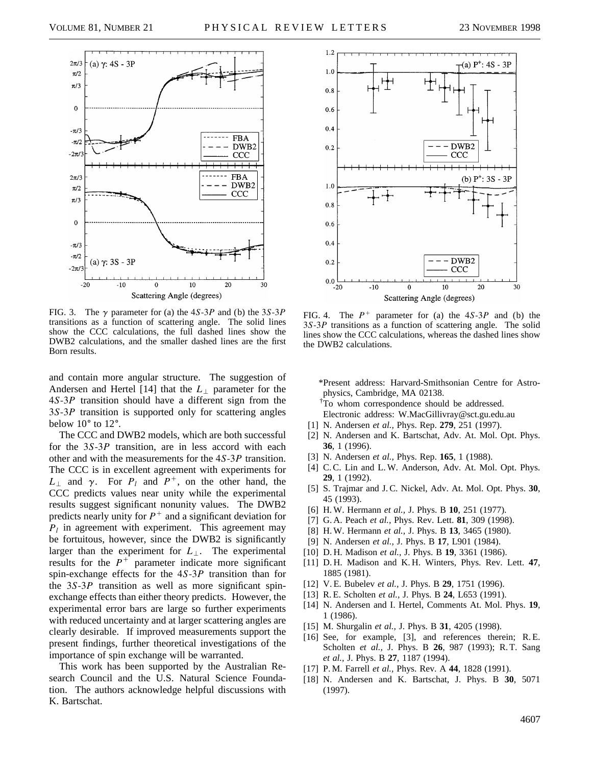(a) γ: 4S - 3P

2π/3
π/2
π/3
0
-π/3
-π/2
-2π/3

FBA
DWB2
CCC

FBA
DWB2
CCC

(a) γ: 3S - 3P

-20 -10 0 10 20 30

Scattering Angle (degrees)

FIG. 3. The $\gamma$ parameter for (a) the $4S$-$3P$ and (b) the $3S$-$3P$ transitions as a function of scattering angle. The solid lines show the CCC calculations, the full dashed lines show the DWB2 calculations, and the smaller dashed lines are the first Born results.

(a) P⁺: 4S - 3P

1.2
1.0
0.8
0.6
0.4
0.2

DWB2
CCC

(b) P⁺: 3S - 3P

1.0
0.8
0.6
0.4
0.2
0.0

DWB2
CCC

-20 -10 0 10 20 30

Scattering Angle (degrees)

FIG. 4. The $P^+$ parameter for (a) the $4S$-$3P$ and (b) the $3S$-$3P$ transitions as a function of scattering angle. The solid lines show the CCC calculations, whereas the dashed lines show the DWB2 calculations.

and contain more angular structure. The suggestion of Andersen and Hertel [14] that the $L_\perp$ parameter for the $4S$-$3P$ transition should have a different sign from the $3S$-$3P$ transition is supported only for scattering angles below 10° to 12°.

The CCC and DWB2 models, which are both successful for the $3S$-$3P$ transition, are in less accord with each other and with the measurements for the $4S$-$3P$ transition. The CCC is in excellent agreement with experiments for $L_\perp$ and $\gamma$. For $P_l$ and $P^+$, on the other hand, the CCC predicts values near unity while the experimental results suggest significant nonunity values. The DWB2 predicts nearly unity for $P^+$ and a significant deviation for $P_l$ in agreement with experiment. This agreement may be fortuitous, however, since the DWB2 is significantly larger than the experiment for $L_\perp$. The experimental results for the $P^+$ parameter indicate more significant spin-exchange effects for the $4S$-$3P$ transition than for the $3S$-$3P$ transition as well as more significant spin-exchange effects than either theory predicts. However, the experimental error bars are large so further experiments with reduced uncertainty and at larger scattering angles are clearly desirable. If improved measurements support the present findings, further theoretical investigations of the importance of spin exchange will be warranted.

This work has been supported by the Australian Research Council and the U.S. Natural Science Foundation. The authors acknowledge helpful discussions with K. Bartschat.

*Present address: Harvard-Smithsonian Centre for Astrophysics, Cambridge, MA 02138.

†To whom correspondence should be addressed. Electronic address: W.MacGillivray@sct.gu.edu.au

[1] N. Andersen *et al.*, Phys. Rep. **279**, 251 (1997).
[2] N. Andersen and K. Bartschat, Adv. At. Mol. Opt. Phys. **36**, 1 (1996).
[3] N. Andersen *et al.*, Phys. Rep. **165**, 1 (1988).
[4] C. C. Lin and L. W. Anderson, Adv. At. Mol. Opt. Phys. **29**, 1 (1992).
[5] S. Trajmar and J. C. Nickel, Adv. At. Mol. Opt. Phys. **30**, 45 (1993).
[6] H. W. Hermann *et al.*, J. Phys. B **10**, 251 (1977).
[7] G. A. Peach *et al.*, Phys. Rev. Lett. **81**, 309 (1998).
[8] H. W. Hermann *et al.*, J. Phys. B **13**, 3465 (1980).
[9] N. Andersen *et al.*, J. Phys. B **17**, L901 (1984).
[10] D. H. Madison *et al.*, J. Phys. B **19**, 3361 (1986).
[11] D. H. Madison and K. H. Winters, Phys. Rev. Lett. **47**, 1885 (1981).
[12] V. E. Bubelev *et al.*, J. Phys. B **29**, 1751 (1996).
[13] R. E. Scholten *et al.*, J. Phys. B **24**, L653 (1991).
[14] N. Andersen and I. Hertel, Comments At. Mol. Phys. **19**, 1 (1986).
[15] M. Shurgalin *et al.*, J. Phys. B **31**, 4205 (1998).
[16] See, for example, [3], and references therein; R. E. Scholten *et al.*, J. Phys. B **26**, 987 (1993); R. T. Sang *et al.*, J. Phys. B **27**, 1187 (1994).
[17] P. M. Farrell *et al.*, Phys. Rev. A **44**, 1828 (1991).
[18] N. Andersen and K. Bartschat, J. Phys. B **30**, 5071 (1997).